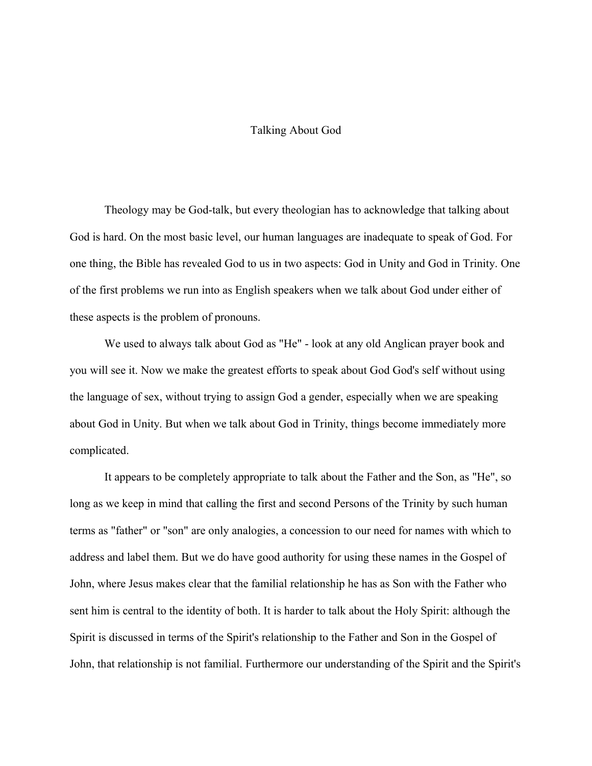# Talking About God

Theology may be God-talk, but every theologian has to acknowledge that talking about God is hard. On the most basic level, our human languages are inadequate to speak of God. For one thing, the Bible has revealed God to us in two aspects: God in Unity and God in Trinity. One of the first problems we run into as English speakers when we talk about God under either of these aspects is the problem of pronouns.

We used to always talk about God as "He" - look at any old Anglican prayer book and you will see it. Now we make the greatest efforts to speak about God God's self without using the language of sex, without trying to assign God a gender, especially when we are speaking about God in Unity. But when we talk about God in Trinity, things become immediately more complicated.

It appears to be completely appropriate to talk about the Father and the Son, as "He", so long as we keep in mind that calling the first and second Persons of the Trinity by such human terms as "father" or "son" are only analogies, a concession to our need for names with which to address and label them. But we do have good authority for using these names in the Gospel of John, where Jesus makes clear that the familial relationship he has as Son with the Father who sent him is central to the identity of both. It is harder to talk about the Holy Spirit: although the Spirit is discussed in terms of the Spirit's relationship to the Father and Son in the Gospel of John, that relationship is not familial. Furthermore our understanding of the Spirit and the Spirit's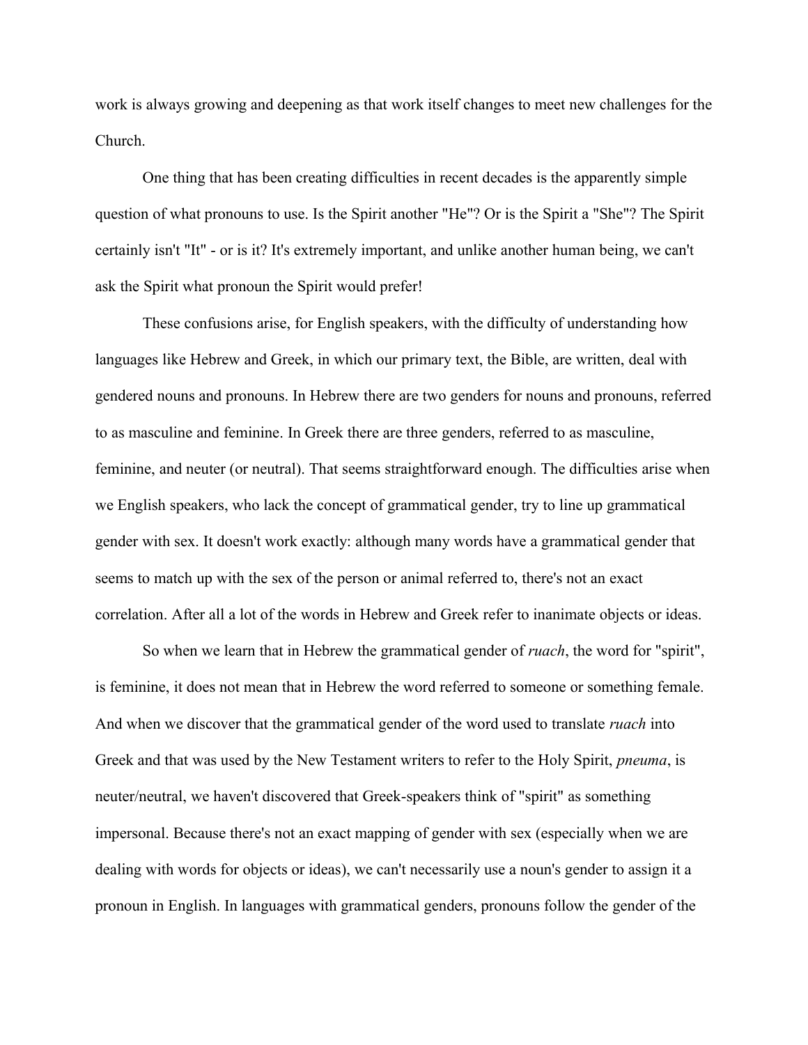work is always growing and deepening as that work itself changes to meet new challenges for the Church.

One thing that has been creating difficulties in recent decades is the apparently simple question of what pronouns to use. Is the Spirit another "He"? Or is the Spirit a "She"? The Spirit certainly isn't "It" - or is it? It's extremely important, and unlike another human being, we can't ask the Spirit what pronoun the Spirit would prefer!

These confusions arise, for English speakers, with the difficulty of understanding how languages like Hebrew and Greek, in which our primary text, the Bible, are written, deal with gendered nouns and pronouns. In Hebrew there are two genders for nouns and pronouns, referred to as masculine and feminine. In Greek there are three genders, referred to as masculine, feminine, and neuter (or neutral). That seems straightforward enough. The difficulties arise when we English speakers, who lack the concept of grammatical gender, try to line up grammatical gender with sex. It doesn't work exactly: although many words have a grammatical gender that seems to match up with the sex of the person or animal referred to, there's not an exact correlation. After all a lot of the words in Hebrew and Greek refer to inanimate objects or ideas.

So when we learn that in Hebrew the grammatical gender of *ruach*, the word for "spirit", is feminine, it does not mean that in Hebrew the word referred to someone or something female. And when we discover that the grammatical gender of the word used to translate *ruach* into Greek and that was used by the New Testament writers to refer to the Holy Spirit, *pneuma*, is neuter/neutral, we haven't discovered that Greek-speakers think of "spirit" as something impersonal. Because there's not an exact mapping of gender with sex (especially when we are dealing with words for objects or ideas), we can't necessarily use a noun's gender to assign it a pronoun in English. In languages with grammatical genders, pronouns follow the gender of the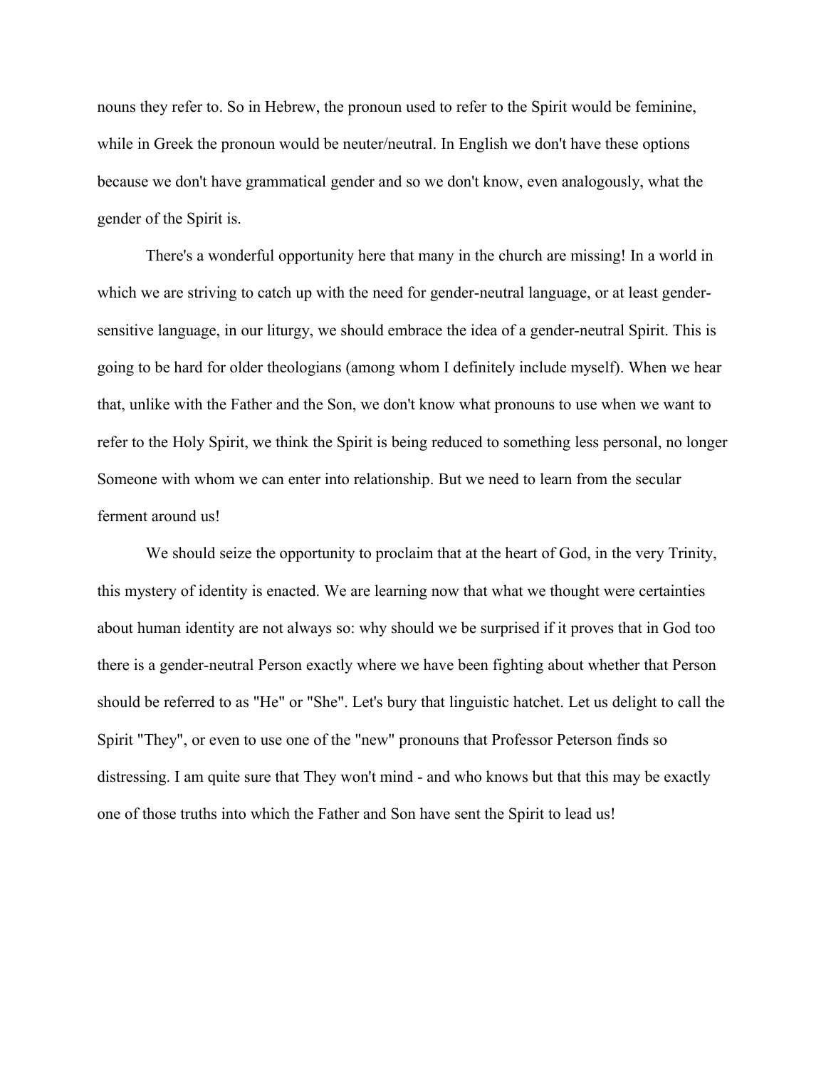nouns they refer to. So in Hebrew, the pronoun used to refer to the Spirit would be feminine, while in Greek the pronoun would be neuter/neutral. In English we don't have these options because we don't have grammatical gender and so we don't know, even analogously, what the gender of the Spirit is.

There's a wonderful opportunity here that many in the church are missing! In a world in which we are striving to catch up with the need for gender-neutral language, or at least gender-sensitive language, in our liturgy, we should embrace the idea of a gender-neutral Spirit. This is going to be hard for older theologians (among whom I definitely include myself). When we hear that, unlike with the Father and the Son, we don't know what pronouns to use when we want to refer to the Holy Spirit, we think the Spirit is being reduced to something less personal, no longer Someone with whom we can enter into relationship. But we need to learn from the secular ferment around us!

We should seize the opportunity to proclaim that at the heart of God, in the very Trinity, this mystery of identity is enacted. We are learning now that what we thought were certainties about human identity are not always so: why should we be surprised if it proves that in God too there is a gender-neutral Person exactly where we have been fighting about whether that Person should be referred to as "He" or "She". Let's bury that linguistic hatchet. Let us delight to call the Spirit "They", or even to use one of the "new" pronouns that Professor Peterson finds so distressing. I am quite sure that They won't mind - and who knows but that this may be exactly one of those truths into which the Father and Son have sent the Spirit to lead us!